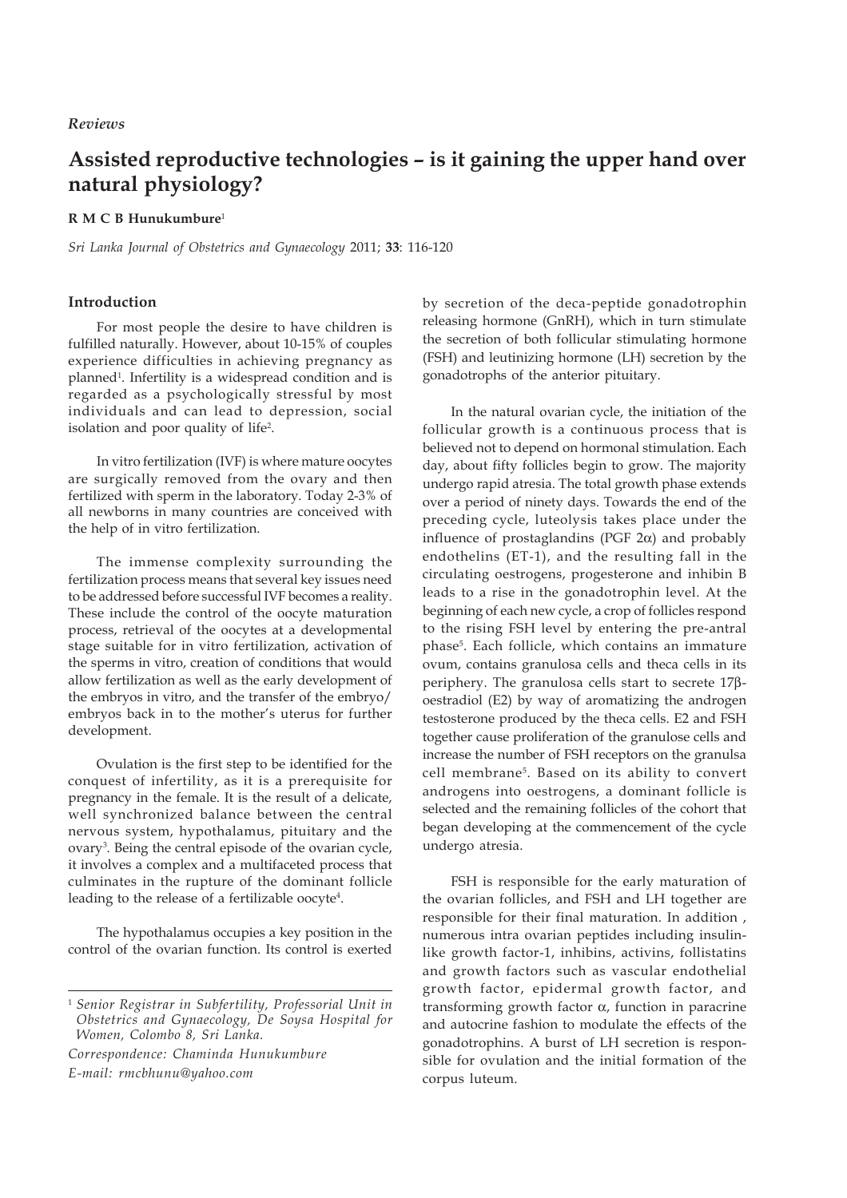*Reviews*

# Assisted reproductive technologies – is it gaining the upper hand over natural physiology?

**R M C B Hunukumbure**[1]

*Sri Lanka Journal of Obstetrics and Gynaecology* 2011; **33**: 116-120

## Introduction

For most people the desire to have children is fulfilled naturally. However, about 10-15% of couples experience difficulties in achieving pregnancy as planned[1]. Infertility is a widespread condition and is regarded as a psychologically stressful by most individuals and can lead to depression, social isolation and poor quality of life[2].

In vitro fertilization (IVF) is where mature oocytes are surgically removed from the ovary and then fertilized with sperm in the laboratory. Today 2-3% of all newborns in many countries are conceived with the help of in vitro fertilization.

The immense complexity surrounding the fertilization process means that several key issues need to be addressed before successful IVF becomes a reality. These include the control of the oocyte maturation process, retrieval of the oocytes at a developmental stage suitable for in vitro fertilization, activation of the sperms in vitro, creation of conditions that would allow fertilization as well as the early development of the embryos in vitro, and the transfer of the embryo/embryos back in to the mother's uterus for further development.

Ovulation is the first step to be identified for the conquest of infertility, as it is a prerequisite for pregnancy in the female. It is the result of a delicate, well synchronized balance between the central nervous system, hypothalamus, pituitary and the ovary[3]. Being the central episode of the ovarian cycle, it involves a complex and a multifaceted process that culminates in the rupture of the dominant follicle leading to the release of a fertilizable oocyte[4].

The hypothalamus occupies a key position in the control of the ovarian function. Its control is exerted by secretion of the deca-peptide gonadotrophin releasing hormone (GnRH), which in turn stimulate the secretion of both follicular stimulating hormone (FSH) and leutinizing hormone (LH) secretion by the gonadotrophs of the anterior pituitary.

In the natural ovarian cycle, the initiation of the follicular growth is a continuous process that is believed not to depend on hormonal stimulation. Each day, about fifty follicles begin to grow. The majority undergo rapid atresia. The total growth phase extends over a period of ninety days. Towards the end of the preceding cycle, luteolysis takes place under the influence of prostaglandins (PGF 2$\alpha$) and probably endothelins (ET-1), and the resulting fall in the circulating oestrogens, progesterone and inhibin B leads to a rise in the gonadotrophin level. At the beginning of each new cycle, a crop of follicles respond to the rising FSH level by entering the pre-antral phase[5]. Each follicle, which contains an immature ovum, contains granulosa cells and theca cells in its periphery. The granulosa cells start to secrete 17$\beta$-oestradiol (E2) by way of aromatizing the androgen testosterone produced by the theca cells. E2 and FSH together cause proliferation of the granulose cells and increase the number of FSH receptors on the granulsa cell membrane[5]. Based on its ability to convert androgens into oestrogens, a dominant follicle is selected and the remaining follicles of the cohort that began developing at the commencement of the cycle undergo atresia.

FSH is responsible for the early maturation of the ovarian follicles, and FSH and LH together are responsible for their final maturation. In addition , numerous intra ovarian peptides including insulin-like growth factor-1, inhibins, activins, follistatins and growth factors such as vascular endothelial growth factor, epidermal growth factor, and transforming growth factor $\alpha$, function in paracrine and autocrine fashion to modulate the effects of the gonadotrophins. A burst of LH secretion is responsible for ovulation and the initial formation of the corpus luteum.

---

[1] *Senior Registrar in Subfertility, Professorial Unit in Obstetrics and Gynaecology, De Soysa Hospital for Women, Colombo 8, Sri Lanka.*

*Correspondence: Chaminda Hunukumbure*

*E-mail: rmcbhunu@yahoo.com*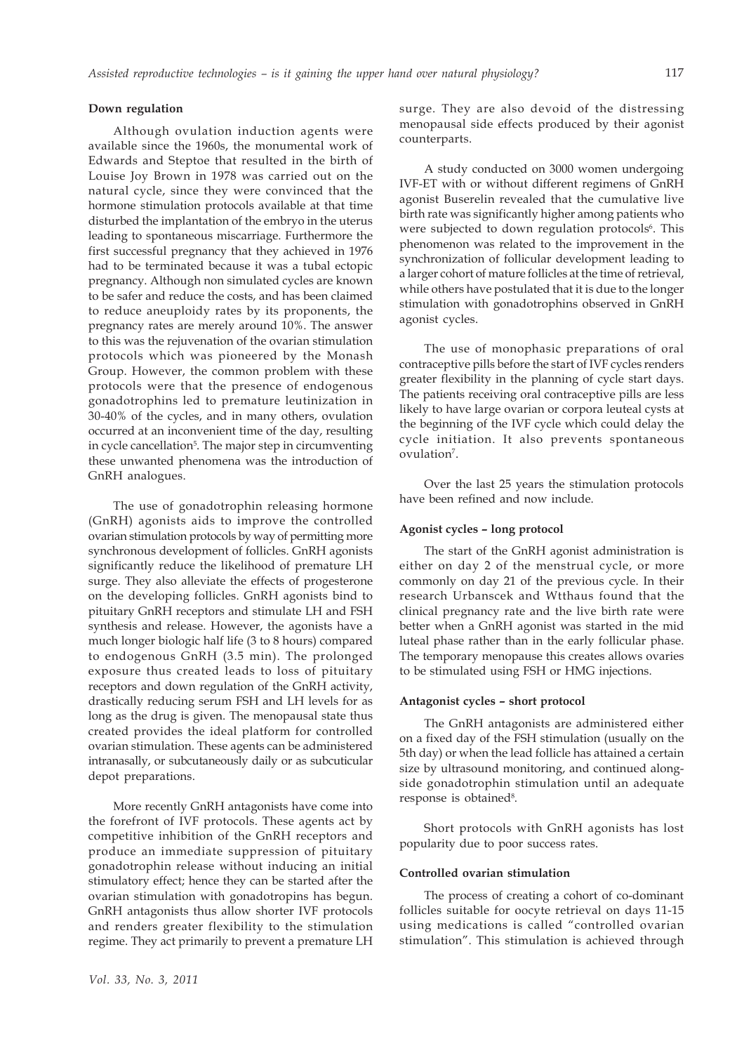### Down regulation

Although ovulation induction agents were available since the 1960s, the monumental work of Edwards and Steptoe that resulted in the birth of Louise Joy Brown in 1978 was carried out on the natural cycle, since they were convinced that the hormone stimulation protocols available at that time disturbed the implantation of the embryo in the uterus leading to spontaneous miscarriage. Furthermore the first successful pregnancy that they achieved in 1976 had to be terminated because it was a tubal ectopic pregnancy. Although non simulated cycles are known to be safer and reduce the costs, and has been claimed to reduce aneuploidy rates by its proponents, the pregnancy rates are merely around 10%. The answer to this was the rejuvenation of the ovarian stimulation protocols which was pioneered by the Monash Group. However, the common problem with these protocols were that the presence of endogenous gonadotrophins led to premature leutinization in 30-40% of the cycles, and in many others, ovulation occurred at an inconvenient time of the day, resulting in cycle cancellation[5]. The major step in circumventing these unwanted phenomena was the introduction of GnRH analogues.

The use of gonadotrophin releasing hormone (GnRH) agonists aids to improve the controlled ovarian stimulation protocols by way of permitting more synchronous development of follicles. GnRH agonists significantly reduce the likelihood of premature LH surge. They also alleviate the effects of progesterone on the developing follicles. GnRH agonists bind to pituitary GnRH receptors and stimulate LH and FSH synthesis and release. However, the agonists have a much longer biologic half life (3 to 8 hours) compared to endogenous GnRH (3.5 min). The prolonged exposure thus created leads to loss of pituitary receptors and down regulation of the GnRH activity, drastically reducing serum FSH and LH levels for as long as the drug is given. The menopausal state thus created provides the ideal platform for controlled ovarian stimulation. These agents can be administered intranasally, or subcutaneously daily or as subcuticular depot preparations.

More recently GnRH antagonists have come into the forefront of IVF protocols. These agents act by competitive inhibition of the GnRH receptors and produce an immediate suppression of pituitary gonadotrophin release without inducing an initial stimulatory effect; hence they can be started after the ovarian stimulation with gonadotropins has begun. GnRH antagonists thus allow shorter IVF protocols and renders greater flexibility to the stimulation regime. They act primarily to prevent a premature LH surge. They are also devoid of the distressing menopausal side effects produced by their agonist counterparts.

A study conducted on 3000 women undergoing IVF-ET with or without different regimens of GnRH agonist Buserelin revealed that the cumulative live birth rate was significantly higher among patients who were subjected to down regulation protocols[6]. This phenomenon was related to the improvement in the synchronization of follicular development leading to a larger cohort of mature follicles at the time of retrieval, while others have postulated that it is due to the longer stimulation with gonadotrophins observed in GnRH agonist cycles.

The use of monophasic preparations of oral contraceptive pills before the start of IVF cycles renders greater flexibility in the planning of cycle start days. The patients receiving oral contraceptive pills are less likely to have large ovarian or corpora leuteal cysts at the beginning of the IVF cycle which could delay the cycle initiation. It also prevents spontaneous ovulation[7].

Over the last 25 years the stimulation protocols have been refined and now include.

### Agonist cycles – long protocol

The start of the GnRH agonist administration is either on day 2 of the menstrual cycle, or more commonly on day 21 of the previous cycle. In their research Urbanscek and Wtthaus found that the clinical pregnancy rate and the live birth rate were better when a GnRH agonist was started in the mid luteal phase rather than in the early follicular phase. The temporary menopause this creates allows ovaries to be stimulated using FSH or HMG injections.

### Antagonist cycles – short protocol

The GnRH antagonists are administered either on a fixed day of the FSH stimulation (usually on the 5th day) or when the lead follicle has attained a certain size by ultrasound monitoring, and continued alongside gonadotrophin stimulation until an adequate response is obtained[8].

Short protocols with GnRH agonists has lost popularity due to poor success rates.

### Controlled ovarian stimulation

The process of creating a cohort of co-dominant follicles suitable for oocyte retrieval on days 11-15 using medications is called "controlled ovarian stimulation". This stimulation is achieved through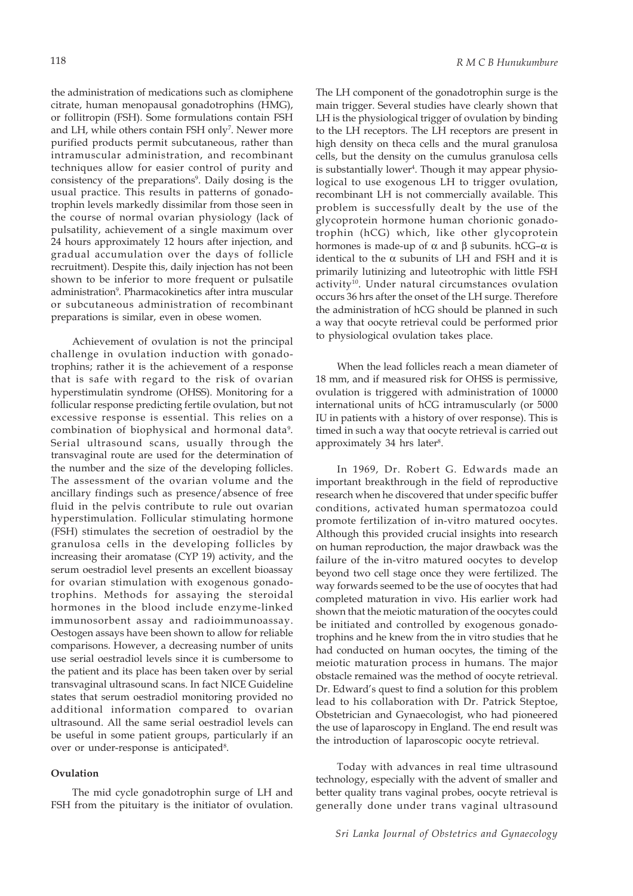the administration of medications such as clomiphene citrate, human menopausal gonadotrophins (HMG), or follitropin (FSH). Some formulations contain FSH and LH, while others contain FSH only[7]. Newer more purified products permit subcutaneous, rather than intramuscular administration, and recombinant techniques allow for easier control of purity and consistency of the preparations[9]. Daily dosing is the usual practice. This results in patterns of gonadotrophin levels markedly dissimilar from those seen in the course of normal ovarian physiology (lack of pulsatility, achievement of a single maximum over 24 hours approximately 12 hours after injection, and gradual accumulation over the days of follicle recruitment). Despite this, daily injection has not been shown to be inferior to more frequent or pulsatile administration[9]. Pharmacokinetics after intra muscular or subcutaneous administration of recombinant preparations is similar, even in obese women.

Achievement of ovulation is not the principal challenge in ovulation induction with gonadotrophins; rather it is the achievement of a response that is safe with regard to the risk of ovarian hyperstimulatin syndrome (OHSS). Monitoring for a follicular response predicting fertile ovulation, but not excessive response is essential. This relies on a combination of biophysical and hormonal data[9]. Serial ultrasound scans, usually through the transvaginal route are used for the determination of the number and the size of the developing follicles. The assessment of the ovarian volume and the ancillary findings such as presence/absence of free fluid in the pelvis contribute to rule out ovarian hyperstimulation. Follicular stimulating hormone (FSH) stimulates the secretion of oestradiol by the granulosa cells in the developing follicles by increasing their aromatase (CYP 19) activity, and the serum oestradiol level presents an excellent bioassay for ovarian stimulation with exogenous gonadotrophins. Methods for assaying the steroidal hormones in the blood include enzyme-linked immunosorbent assay and radioimmunoassay. Oestogen assays have been shown to allow for reliable comparisons. However, a decreasing number of units use serial oestradiol levels since it is cumbersome to the patient and its place has been taken over by serial transvaginal ultrasound scans. In fact NICE Guideline states that serum oestradiol monitoring provided no additional information compared to ovarian ultrasound. All the same serial oestradiol levels can be useful in some patient groups, particularly if an over or under-response is anticipated[8].

**Ovulation**

The mid cycle gonadotrophin surge of LH and FSH from the pituitary is the initiator of ovulation. The LH component of the gonadotrophin surge is the main trigger. Several studies have clearly shown that LH is the physiological trigger of ovulation by binding to the LH receptors. The LH receptors are present in high density on theca cells and the mural granulosa cells, but the density on the cumulus granulosa cells is substantially lower[4]. Though it may appear physiological to use exogenous LH to trigger ovulation, recombinant LH is not commercially available. This problem is successfully dealt by the use of the glycoprotein hormone human chorionic gonadotrophin (hCG) which, like other glycoprotein hormones is made-up of $\alpha$ and $\beta$ subunits. hCG–$\alpha$ is identical to the $\alpha$ subunits of LH and FSH and it is primarily lutinizing and luteotrophic with little FSH activity[10]. Under natural circumstances ovulation occurs 36 hrs after the onset of the LH surge. Therefore the administration of hCG should be planned in such a way that oocyte retrieval could be performed prior to physiological ovulation takes place.

When the lead follicles reach a mean diameter of 18 mm, and if measured risk for OHSS is permissive, ovulation is triggered with administration of 10000 international units of hCG intramuscularly (or 5000 IU in patients with a history of over response). This is timed in such a way that oocyte retrieval is carried out approximately 34 hrs later[8].

In 1969, Dr. Robert G. Edwards made an important breakthrough in the field of reproductive research when he discovered that under specific buffer conditions, activated human spermatozoa could promote fertilization of in-vitro matured oocytes. Although this provided crucial insights into research on human reproduction, the major drawback was the failure of the in-vitro matured oocytes to develop beyond two cell stage once they were fertilized. The way forwards seemed to be the use of oocytes that had completed maturation in vivo. His earlier work had shown that the meiotic maturation of the oocytes could be initiated and controlled by exogenous gonadotrophins and he knew from the in vitro studies that he had conducted on human oocytes, the timing of the meiotic maturation process in humans. The major obstacle remained was the method of oocyte retrieval. Dr. Edward's quest to find a solution for this problem lead to his collaboration with Dr. Patrick Steptoe, Obstetrician and Gynaecologist, who had pioneered the use of laparoscopy in England. The end result was the introduction of laparoscopic oocyte retrieval.

Today with advances in real time ultrasound technology, especially with the advent of smaller and better quality trans vaginal probes, oocyte retrieval is generally done under trans vaginal ultrasound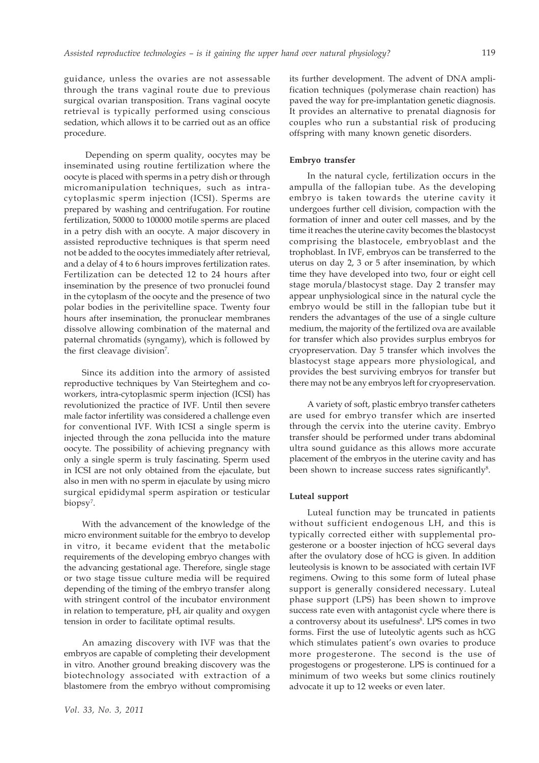guidance, unless the ovaries are not assessable through the trans vaginal route due to previous surgical ovarian transposition. Trans vaginal oocyte retrieval is typically performed using conscious sedation, which allows it to be carried out as an office procedure.

Depending on sperm quality, oocytes may be inseminated using routine fertilization where the oocyte is placed with sperms in a petry dish or through micromanipulation techniques, such as intra-cytoplasmic sperm injection (ICSI). Sperms are prepared by washing and centrifugation. For routine fertilization, 50000 to 100000 motile sperms are placed in a petry dish with an oocyte. A major discovery in assisted reproductive techniques is that sperm need not be added to the oocytes immediately after retrieval, and a delay of 4 to 6 hours improves fertilization rates. Fertilization can be detected 12 to 24 hours after insemination by the presence of two pronuclei found in the cytoplasm of the oocyte and the presence of two polar bodies in the perivitelline space. Twenty four hours after insemination, the pronuclear membranes dissolve allowing combination of the maternal and paternal chromatids (syngamy), which is followed by the first cleavage division[7].

Since its addition into the armory of assisted reproductive techniques by Van Steirteghem and co-workers, intra-cytoplasmic sperm injection (ICSI) has revolutionized the practice of IVF. Until then severe male factor infertility was considered a challenge even for conventional IVF. With ICSI a single sperm is injected through the zona pellucida into the mature oocyte. The possibility of achieving pregnancy with only a single sperm is truly fascinating. Sperm used in ICSI are not only obtained from the ejaculate, but also in men with no sperm in ejaculate by using micro surgical epididymal sperm aspiration or testicular biopsy[7].

With the advancement of the knowledge of the micro environment suitable for the embryo to develop in vitro, it became evident that the metabolic requirements of the developing embryo changes with the advancing gestational age. Therefore, single stage or two stage tissue culture media will be required depending of the timing of the embryo transfer along with stringent control of the incubator environment in relation to temperature, pH, air quality and oxygen tension in order to facilitate optimal results.

An amazing discovery with IVF was that the embryos are capable of completing their development in vitro. Another ground breaking discovery was the biotechnology associated with extraction of a blastomere from the embryo without compromising its further development. The advent of DNA amplification techniques (polymerase chain reaction) has paved the way for pre-implantation genetic diagnosis. It provides an alternative to prenatal diagnosis for couples who run a substantial risk of producing offspring with many known genetic disorders.

#### Embryo transfer

In the natural cycle, fertilization occurs in the ampulla of the fallopian tube. As the developing embryo is taken towards the uterine cavity it undergoes further cell division, compaction with the formation of inner and outer cell masses, and by the time it reaches the uterine cavity becomes the blastocyst comprising the blastocele, embryoblast and the trophoblast. In IVF, embryos can be transferred to the uterus on day 2, 3 or 5 after insemination, by which time they have developed into two, four or eight cell stage morula/blastocyst stage. Day 2 transfer may appear unphysiological since in the natural cycle the embryo would be still in the fallopian tube but it renders the advantages of the use of a single culture medium, the majority of the fertilized ova are available for transfer which also provides surplus embryos for cryopreservation. Day 5 transfer which involves the blastocyst stage appears more physiological, and provides the best surviving embryos for transfer but there may not be any embryos left for cryopreservation.

A variety of soft, plastic embryo transfer catheters are used for embryo transfer which are inserted through the cervix into the uterine cavity. Embryo transfer should be performed under trans abdominal ultra sound guidance as this allows more accurate placement of the embryos in the uterine cavity and has been shown to increase success rates significantly[8].

#### Luteal support

Luteal function may be truncated in patients without sufficient endogenous LH, and this is typically corrected either with supplemental progesterone or a booster injection of hCG several days after the ovulatory dose of hCG is given. In addition leuteolysis is known to be associated with certain IVF regimens. Owing to this some form of luteal phase support is generally considered necessary. Luteal phase support (LPS) has been shown to improve success rate even with antagonist cycle where there is a controversy about its usefulness[8]. LPS comes in two forms. First the use of luteolytic agents such as hCG which stimulates patient's own ovaries to produce more progesterone. The second is the use of progestogens or progesterone. LPS is continued for a minimum of two weeks but some clinics routinely advocate it up to 12 weeks or even later.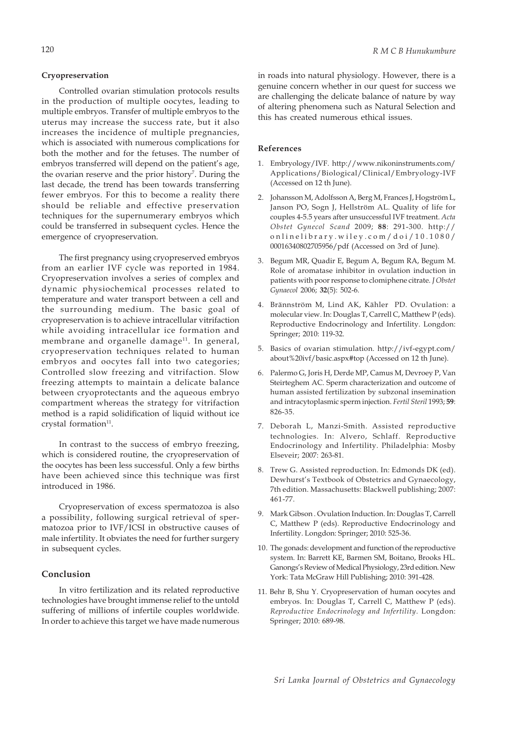### Cryopreservation

Controlled ovarian stimulation protocols results in the production of multiple oocytes, leading to multiple embryos. Transfer of multiple embryos to the uterus may increase the success rate, but it also increases the incidence of multiple pregnancies, which is associated with numerous complications for both the mother and for the fetuses. The number of embryos transferred will depend on the patient's age, the ovarian reserve and the prior history[7]. During the last decade, the trend has been towards transferring fewer embryos. For this to become a reality there should be reliable and effective preservation techniques for the supernumerary embryos which could be transferred in subsequent cycles. Hence the emergence of cryopreservation.

The first pregnancy using cryopreserved embryos from an earlier IVF cycle was reported in 1984. Cryopreservation involves a series of complex and dynamic physiochemical processes related to temperature and water transport between a cell and the surrounding medium. The basic goal of cryopreservation is to achieve intracellular vitrifaction while avoiding intracellular ice formation and membrane and organelle damage[11]. In general, cryopreservation techniques related to human embryos and oocytes fall into two categories; Controlled slow freezing and vitrifaction. Slow freezing attempts to maintain a delicate balance between cryoprotectants and the aqueous embryo compartment whereas the strategy for vitrifaction method is a rapid solidification of liquid without ice crystal formation[11].

In contrast to the success of embryo freezing, which is considered routine, the cryopreservation of the oocytes has been less successful. Only a few births have been achieved since this technique was first introduced in 1986.

Cryopreservation of excess spermatozoa is also a possibility, following surgical retrieval of spermatozoa prior to IVF/ICSI in obstructive causes of male infertility. It obviates the need for further surgery in subsequent cycles.

## Conclusion

In vitro fertilization and its related reproductive technologies have brought immense relief to the untold suffering of millions of infertile couples worldwide. In order to achieve this target we have made numerous in roads into natural physiology. However, there is a genuine concern whether in our quest for success we are challenging the delicate balance of nature by way of altering phenomena such as Natural Selection and this has created numerous ethical issues.

### References

1. Embryology/IVF. http://www.nikoninstruments.com/Applications/Biological/Clinical/Embryology-IVF (Accessed on 12 th June).
2. Johansson M, Adolfsson A, Berg M, Frances J, Hogström L, Janson PO, Sogn J, Hellström AL. Quality of life for couples 4-5.5 years after unsuccessful IVF treatment. *Acta Obstet Gynecol Scand* 2009; **88**: 291-300. http://onlinelibrary.wiley.com/doi/10.1080/00016340802705956/pdf (Accessed on 3rd of June).
3. Begum MR, Quadir E, Begum A, Begum RA, Begum M. Role of aromatase inhibitor in ovulation induction in patients with poor response to clomiphene citrate. *J Obstet Gynaecol* 2006; **32**(5): 502-6.
4. Brännström M, Lind AK, Kähler PD. Ovulation: a molecular view. In: Douglas T, Carrell C, Matthew P (eds). Reproductive Endocrinology and Infertility. Longdon: Springer; 2010: 119-32.
5. Basics of ovarian stimulation. http://ivf-egypt.com/about%20ivf/basic.aspx#top (Accessed on 12 th June).
6. Palermo G, Joris H, Derde MP, Camus M, Devroey P, Van Steirteghem AC. Sperm characterization and outcome of human assisted fertilization by subzonal insemination and intracytoplasmic sperm injection. *Fertil Steril* 1993; **59**: 826-35.
7. Deborah L, Manzi-Smith. Assisted reproductive technologies. In: Alvero, Schlaff. Reproductive Endocrinology and Infertility. Philadelphia: Mosby Elseveir; 2007: 263-81.
8. Trew G. Assisted reproduction. In: Edmonds DK (ed). Dewhurst's Textbook of Obstetrics and Gynaecology, 7th edition. Massachusetts: Blackwell publishing; 2007: 461-77.
9. Mark Gibson . Ovulation Induction. In: Douglas T, Carrell C, Matthew P (eds). Reproductive Endocrinology and Infertility. Longdon: Springer; 2010: 525-36.
10. The gonads: development and function of the reproductive system. In: Barrett KE, Barmen SM, Boitano, Brooks HL. Ganongs's Review of Medical Physiology, 23rd edition. New York: Tata McGraw Hill Publishing; 2010: 391-428.
11. Behr B, Shu Y. Cryopreservation of human oocytes and embryos. In: Douglas T, Carrell C, Matthew P (eds). *Reproductive Endocrinology and Infertility*. Longdon: Springer; 2010: 689-98.